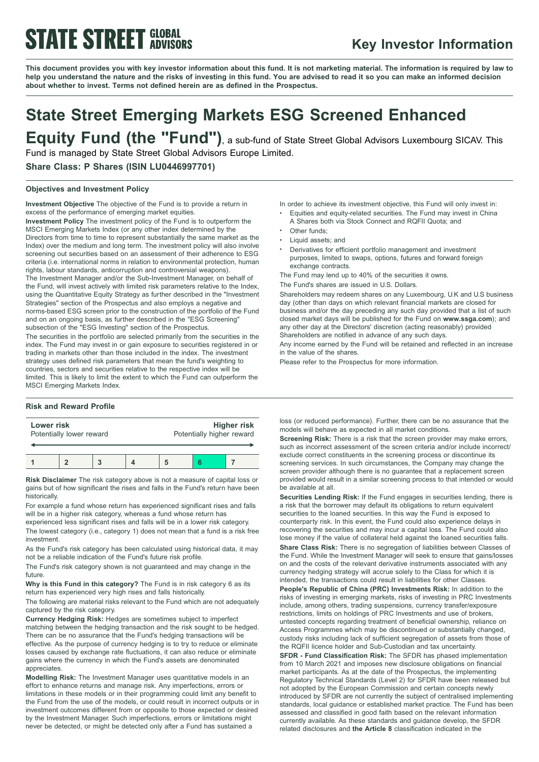**STATE STREET GLOBAL ADVISORS**

## Key Investor Information

**This document provides you with key investor information about this fund. It is not marketing material. The information is required by law to help you understand the nature and the risks of investing in this fund. You are advised to read it so you can make an informed decision about whether to invest. Terms not defined herein are as defined in the Prospectus.**

# State Street Emerging Markets ESG Screened Enhanced Equity Fund (the "Fund"), a sub-fund of State Street Global Advisors Luxembourg SICAV. This Fund is managed by State Street Global Advisors Europe Limited.

**Share Class: P Shares (ISIN LU0446997701)**

### Objectives and Investment Policy

**Investment Objective** The objective of the Fund is to provide a return in excess of the performance of emerging market equities.

**Investment Policy** The investment policy of the Fund is to outperform the MSCI Emerging Markets Index (or any other index determined by the Directors from time to time to represent substantially the same market as the Index) over the medium and long term. The investment policy will also involve screening out securities based on an assessment of their adherence to ESG criteria (i.e. international norms in relation to environmental protection, human rights, labour standards, anticorruption and controversial weapons).

The Investment Manager and/or the Sub-Investment Manager, on behalf of the Fund, will invest actively with limited risk parameters relative to the Index, using the Quantitative Equity Strategy as further described in the "Investment Strategies" section of the Prospectus and also employs a negative and norms-based ESG screen prior to the construction of the portfolio of the Fund and on an ongoing basis, as further described in the "ESG Screening" subsection of the "ESG Investing" section of the Prospectus.

The securities in the portfolio are selected primarily from the securities in the index. The Fund may invest in or gain exposure to securities registered in or trading in markets other than those included in the index. The investment strategy uses defined risk parameters that mean the fund's weighting to countries, sectors and securities relative to the respective index will be limited. This is likely to limit the extent to which the Fund can outperform the MSCI Emerging Markets Index.

In order to achieve its investment objective, this Fund will only invest in:

- Equities and equity-related securities. The Fund may invest in China A Shares both via Stock Connect and RQFII Quota; and
- Other funds;
- Liquid assets; and
- Derivatives for efficient portfolio management and investment purposes, limited to swaps, options, futures and forward foreign exchange contracts.

The Fund may lend up to 40% of the securities it owns.

The Fund's shares are issued in U.S. Dollars.

Shareholders may redeem shares on any Luxembourg, U.K and U.S business day (other than days on which relevant financial markets are closed for business and/or the day preceding any such day provided that a list of such closed market days will be published for the Fund on **www.ssga.com**); and any other day at the Directors' discretion (acting reasonably) provided Shareholders are notified in advance of any such days.

Any income earned by the Fund will be retained and reflected in an increase in the value of the shares.

Please refer to the Prospectus for more information.

### Risk and Reward Profile

| Lower risk<br>Potentially lower reward | | | | | | Higher risk<br>Potentially higher reward |
|---|---|---|---|---|---|---|
| 1 | 2 | 3 | 4 | 5 | **6** | 7 |

**Risk Disclaimer** The risk category above is not a measure of capital loss or gains but of how significant the rises and falls in the Fund's return have been historically.

For example a fund whose return has experienced significant rises and falls will be in a higher risk category, whereas a fund whose return has experienced less significant rises and falls will be in a lower risk category.

The lowest category (i.e., category 1) does not mean that a fund is a risk free investment.

As the Fund's risk category has been calculated using historical data, it may not be a reliable indication of the Fund's future risk profile.

The Fund's risk category shown is not guaranteed and may change in the future.

**Why is this Fund in this category?** The Fund is in risk category 6 as its return has experienced very high rises and falls historically.

The following are material risks relevant to the Fund which are not adequately captured by the risk category.

**Currency Hedging Risk:** Hedges are sometimes subject to imperfect matching between the hedging transaction and the risk sought to be hedged. There can be no assurance that the Fund's hedging transactions will be effective. As the purpose of currency hedging is to try to reduce or eliminate losses caused by exchange rate fluctuations, it can also reduce or eliminate gains where the currency in which the Fund's assets are denominated appreciates.

**Modelling Risk:** The Investment Manager uses quantitative models in an effort to enhance returns and manage risk. Any imperfections, errors or limitations in these models or in their programming could limit any benefit to the Fund from the use of the models, or could result in incorrect outputs or in investment outcomes different from or opposite to those expected or desired by the Investment Manager. Such imperfections, errors or limitations might never be detected, or might be detected only after a Fund has sustained a loss (or reduced performance). Further, there can be no assurance that the models will behave as expected in all market conditions.

**Screening Risk:** There is a risk that the screen provider may make errors, such as incorrect assessment of the screen criteria and/or include incorrect/ exclude correct constituents in the screening process or discontinue its screening services. In such circumstances, the Company may change the screen provider although there is no guarantee that a replacement screen provided would result in a similar screening process to that intended or would be available at all.

**Securities Lending Risk:** If the Fund engages in securities lending, there is a risk that the borrower may default its obligations to return equivalent securities to the loaned securities. In this way the Fund is exposed to counterparty risk. In this event, the Fund could also experience delays in recovering the securities and may incur a capital loss. The Fund could also lose money if the value of collateral held against the loaned securities falls.

**Share Class Risk:** There is no segregation of liabilities between Classes of the Fund. While the Investment Manager will seek to ensure that gains/losses on and the costs of the relevant derivative instruments associated with any currency hedging strategy will accrue solely to the Class for which it is intended, the transactions could result in liabilities for other Classes.

**People's Republic of China (PRC) Investments Risk:** In addition to the risks of investing in emerging markets, risks of investing in PRC Investments include, among others, trading suspensions, currency transfer/exposure restrictions, limits on holdings of PRC Investments and use of brokers, untested concepts regarding treatment of beneficial ownership, reliance on Access Programmes which may be discontinued or substantially changed, custody risks including lack of sufficient segregation of assets from those of the RQFII licence holder and Sub-Custodian and tax uncertainty.

**SFDR - Fund Classification Risk:** The SFDR has phased implementation from 10 March 2021 and imposes new disclosure obligations on financial market participants. As at the date of the Prospectus, the implementing Regulatory Technical Standards (Level 2) for SFDR have been released but not adopted by the European Commission and certain concepts newly introduced by SFDR are not currently the subject of centralised implementing standards, local guidance or established market practice. The Fund has been assessed and classified in good faith based on the relevant information currently available. As these standards and guidance develop, the SFDR related disclosures and **the Article 8** classification indicated in the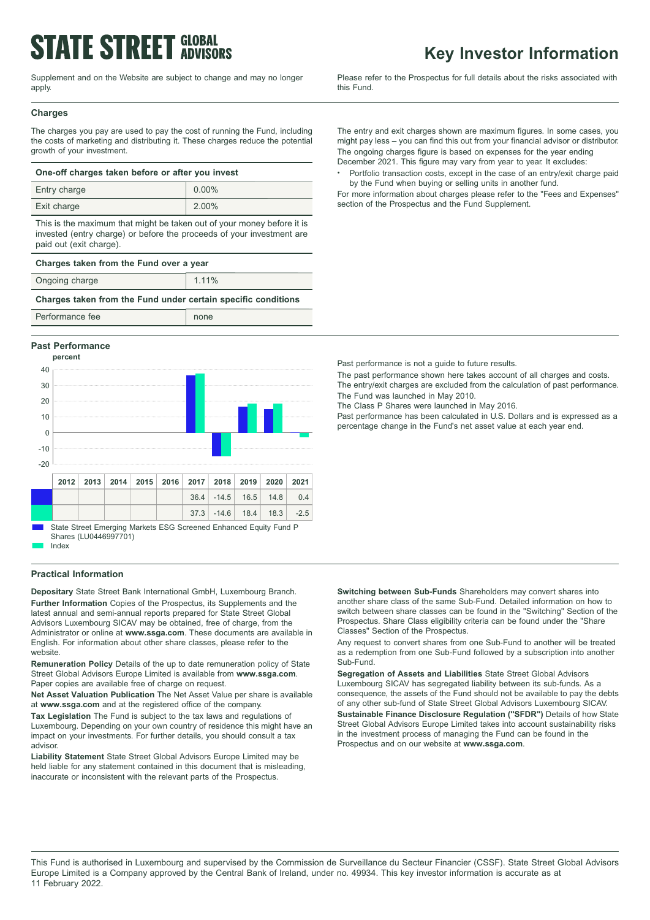Supplement and on the Website are subject to change and may no longer apply.

Please refer to the Prospectus for full details about the risks associated with this Fund.

### Charges

The charges you pay are used to pay the cost of running the Fund, including the costs of marketing and distributing it. These charges reduce the potential growth of your investment.

| One-off charges taken before or after you invest | |
|---|---|
| Entry charge | 0.00% |
| Exit charge | 2.00% |

This is the maximum that might be taken out of your money before it is invested (entry charge) or before the proceeds of your investment are paid out (exit charge).

| Charges taken from the Fund over a year | |
|---|---|
| Ongoing charge | 1.11% |

| Charges taken from the Fund under certain specific conditions | |
|---|---|
| Performance fee | none |

The entry and exit charges shown are maximum figures. In some cases, you might pay less – you can find this out from your financial advisor or distributor.

The ongoing charges figure is based on expenses for the year ending December 2021. This figure may vary from year to year. It excludes:

- Portfolio transaction costs, except in the case of an entry/exit charge paid by the Fund when buying or selling units in another fund.

For more information about charges please refer to the "Fees and Expenses" section of the Prospectus and the Fund Supplement.

### Past Performance

percent

40
30
20
10
0
-10
-20

| | 2012 | 2013 | 2014 | 2015 | 2016 | 2017 | 2018 | 2019 | 2020 | 2021 |
|---|---|---|---|---|---|---|---|---|---|---|
| Fund | | | | | | 36.4 | -14.5 | 16.5 | 14.8 | 0.4 |
| Index | | | | | | 37.3 | -14.6 | 18.4 | 18.3 | -2.5 |

State Street Emerging Markets ESG Screened Enhanced Equity Fund P Shares (LU0446997701)

Index

Past performance is not a guide to future results.

The past performance shown here takes account of all charges and costs. The entry/exit charges are excluded from the calculation of past performance.

The Fund was launched in May 2010.

The Class P Shares were launched in May 2016.

Past performance has been calculated in U.S. Dollars and is expressed as a percentage change in the Fund's net asset value at each year end.

### Practical Information

**Depositary** State Street Bank International GmbH, Luxembourg Branch.

**Further Information** Copies of the Prospectus, its Supplements and the latest annual and semi-annual reports prepared for State Street Global Advisors Luxembourg SICAV may be obtained, free of charge, from the Administrator or online at **www.ssga.com**. These documents are available in English. For information about other share classes, please refer to the website.

**Remuneration Policy** Details of the up to date remuneration policy of State Street Global Advisors Europe Limited is available from **www.ssga.com**. Paper copies are available free of charge on request.

**Net Asset Valuation Publication** The Net Asset Value per share is available at **www.ssga.com** and at the registered office of the company.

**Tax Legislation** The Fund is subject to the tax laws and regulations of Luxembourg. Depending on your own country of residence this might have an impact on your investments. For further details, you should consult a tax advisor.

**Liability Statement** State Street Global Advisors Europe Limited may be held liable for any statement contained in this document that is misleading, inaccurate or inconsistent with the relevant parts of the Prospectus.

**Switching between Sub-Funds** Shareholders may convert shares into another share class of the same Sub-Fund. Detailed information on how to switch between share classes can be found in the "Switching" Section of the Prospectus. Share Class eligibility criteria can be found under the "Share Classes" Section of the Prospectus.

Any request to convert shares from one Sub-Fund to another will be treated as a redemption from one Sub-Fund followed by a subscription into another Sub-Fund.

**Segregation of Assets and Liabilities** State Street Global Advisors Luxembourg SICAV has segregated liability between its sub-funds. As a consequence, the assets of the Fund should not be available to pay the debts of any other sub-fund of State Street Global Advisors Luxembourg SICAV.

**Sustainable Finance Disclosure Regulation ("SFDR")** Details of how State Street Global Advisors Europe Limited takes into account sustainability risks in the investment process of managing the Fund can be found in the Prospectus and on our website at **www.ssga.com**.

This Fund is authorised in Luxembourg and supervised by the Commission de Surveillance du Secteur Financier (CSSF). State Street Global Advisors Europe Limited is a Company approved by the Central Bank of Ireland, under no. 49934. This key investor information is accurate as at 11 February 2022.